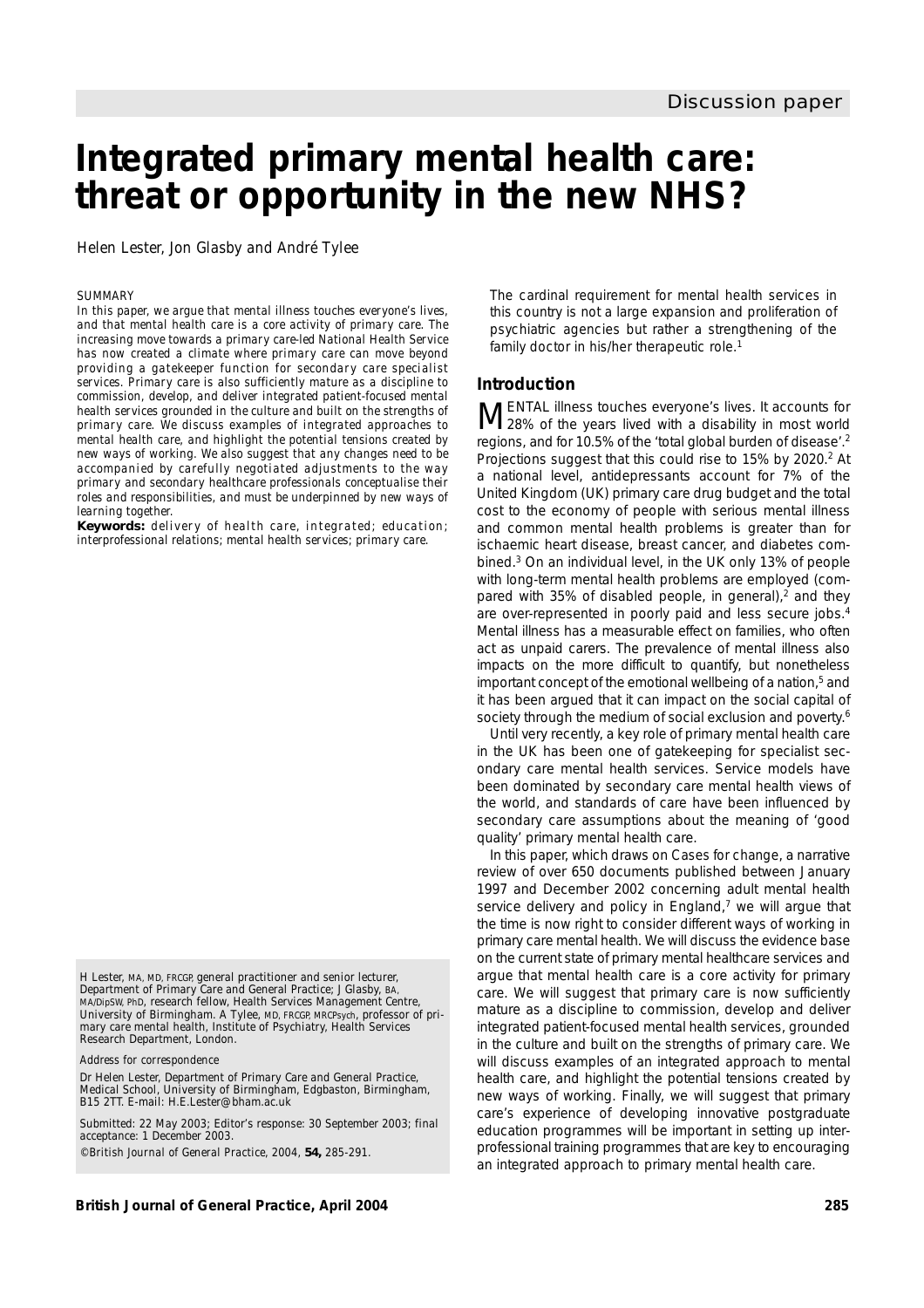Discussion paper

# Integrated primary mental health care: threat or opportunity in the new NHS?

Helen Lester, Jon Glasby and André Tylee

SUMMARY

*In this paper, we argue that mental illness touches everyone's lives, and that mental health care is a core activity of primary care. The increasing move towards a primary care-led National Health Service has now created a climate where primary care can move beyond providing a gatekeeper function for secondary care specialist services. Primary care is also sufficiently mature as a discipline to commission, develop, and deliver integrated patient-focused mental health services grounded in the culture and built on the strengths of primary care. We discuss examples of integrated approaches to mental health care, and highlight the potential tensions created by new ways of working. We also suggest that any changes need to be accompanied by carefully negotiated adjustments to the way primary and secondary healthcare professionals conceptualise their roles and responsibilities, and must be underpinned by new ways of learning together.*

**Keywords:** *delivery of health care, integrated; education; interprofessional relations; mental health services; primary care.*

H Lester, MA, MD, FRCGP, general practitioner and senior lecturer, Department of Primary Care and General Practice; J Glasby, BA, MA/DipSW, PhD, research fellow, Health Services Management Centre, University of Birmingham. A Tylee, MD, FRCGP, MRCPsych, professor of primary care mental health, Institute of Psychiatry, Health Services Research Department, London.

*Address for correspondence*

Dr Helen Lester, Department of Primary Care and General Practice, Medical School, University of Birmingham, Edgbaston, Birmingham, B15 2TT. E-mail: H.E.Lester@bham.ac.uk

Submitted: 22 May 2003; Editor's response: 30 September 2003; final acceptance: 1 December 2003.

©British Journal of General Practice, 2004, **54,** 285-291.

The cardinal requirement for mental health services in this country is not a large expansion and proliferation of psychiatric agencies but rather a strengthening of the family doctor in his/her therapeutic role.[1]

## Introduction

MENTAL illness touches everyone's lives. It accounts for 28% of the years lived with a disability in most world regions, and for 10.5% of the 'total global burden of disease'.[2] Projections suggest that this could rise to 15% by 2020.[2] At a national level, antidepressants account for 7% of the United Kingdom (UK) primary care drug budget and the total cost to the economy of people with serious mental illness and common mental health problems is greater than for ischaemic heart disease, breast cancer, and diabetes combined.[3] On an individual level, in the UK only 13% of people with long-term mental health problems are employed (compared with 35% of disabled people, in general),[2] and they are over-represented in poorly paid and less secure jobs.[4] Mental illness has a measurable effect on families, who often act as unpaid carers. The prevalence of mental illness also impacts on the more difficult to quantify, but nonetheless important concept of the emotional wellbeing of a nation,[5] and it has been argued that it can impact on the social capital of society through the medium of social exclusion and poverty.[6]

Until very recently, a key role of primary mental health care in the UK has been one of gatekeeping for specialist secondary care mental health services. Service models have been dominated by secondary care mental health views of the world, and standards of care have been influenced by secondary care assumptions about the meaning of 'good quality' primary mental health care.

In this paper, which draws on Cases for change, a narrative review of over 650 documents published between January 1997 and December 2002 concerning adult mental health service delivery and policy in England,[7] we will argue that the time is now right to consider different ways of working in primary care mental health. We will discuss the evidence base on the current state of primary mental healthcare services and argue that mental health care is a core activity for primary care. We will suggest that primary care is now sufficiently mature as a discipline to commission, develop and deliver integrated patient-focused mental health services, grounded in the culture and built on the strengths of primary care. We will discuss examples of an integrated approach to mental health care, and highlight the potential tensions created by new ways of working. Finally, we will suggest that primary care's experience of developing innovative postgraduate education programmes will be important in setting up interprofessional training programmes that are key to encouraging an integrated approach to primary mental health care.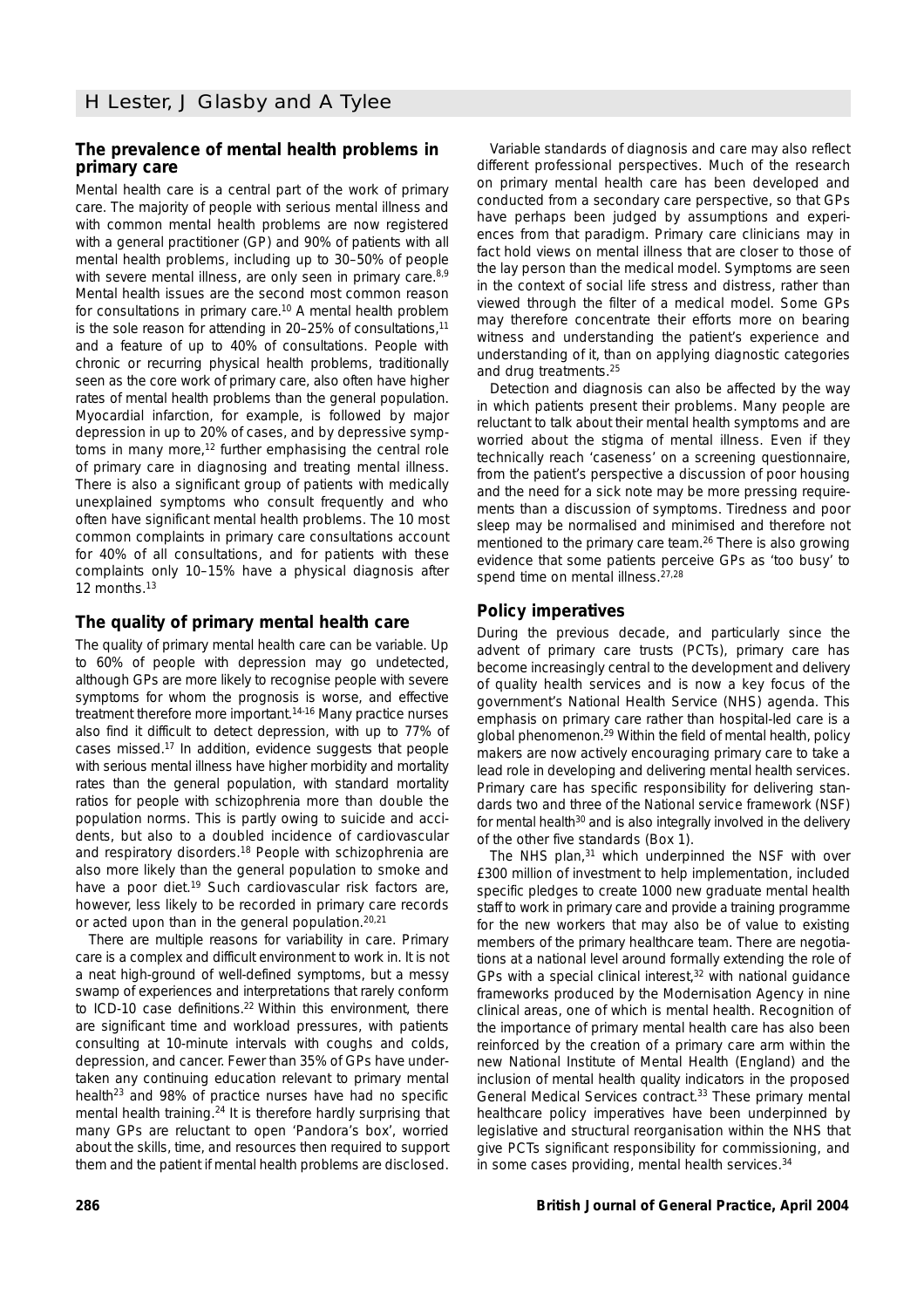## The prevalence of mental health problems in primary care

Mental health care is a central part of the work of primary care. The majority of people with serious mental illness and with common mental health problems are now registered with a general practitioner (GP) and 90% of patients with all mental health problems, including up to 30–50% of people with severe mental illness, are only seen in primary care.[8,9] Mental health issues are the second most common reason for consultations in primary care.[10] A mental health problem is the sole reason for attending in 20–25% of consultations,[11] and a feature of up to 40% of consultations. People with chronic or recurring physical health problems, traditionally seen as the core work of primary care, also often have higher rates of mental health problems than the general population. Myocardial infarction, for example, is followed by major depression in up to 20% of cases, and by depressive symptoms in many more,[12] further emphasising the central role of primary care in diagnosing and treating mental illness. There is also a significant group of patients with medically unexplained symptoms who consult frequently and who often have significant mental health problems. The 10 most common complaints in primary care consultations account for 40% of all consultations, and for patients with these complaints only 10–15% have a physical diagnosis after 12 months.[13]

## The quality of primary mental health care

The quality of primary mental health care can be variable. Up to 60% of people with depression may go undetected, although GPs are more likely to recognise people with severe symptoms for whom the prognosis is worse, and effective treatment therefore more important.[14-16] Many practice nurses also find it difficult to detect depression, with up to 77% of cases missed.[17] In addition, evidence suggests that people with serious mental illness have higher morbidity and mortality rates than the general population, with standard mortality ratios for people with schizophrenia more than double the population norms. This is partly owing to suicide and accidents, but also to a doubled incidence of cardiovascular and respiratory disorders.[18] People with schizophrenia are also more likely than the general population to smoke and have a poor diet.[19] Such cardiovascular risk factors are, however, less likely to be recorded in primary care records or acted upon than in the general population.[20,21]

There are multiple reasons for variability in care. Primary care is a complex and difficult environment to work in. It is not a neat high-ground of well-defined symptoms, but a messy swamp of experiences and interpretations that rarely conform to ICD-10 case definitions.[22] Within this environment, there are significant time and workload pressures, with patients consulting at 10-minute intervals with coughs and colds, depression, and cancer. Fewer than 35% of GPs have undertaken any continuing education relevant to primary mental health[23] and 98% of practice nurses have had no specific mental health training.[24] It is therefore hardly surprising that many GPs are reluctant to open 'Pandora's box', worried about the skills, time, and resources then required to support them and the patient if mental health problems are disclosed.

Variable standards of diagnosis and care may also reflect different professional perspectives. Much of the research on primary mental health care has been developed and conducted from a secondary care perspective, so that GPs have perhaps been judged by assumptions and experiences from that paradigm. Primary care clinicians may in fact hold views on mental illness that are closer to those of the lay person than the medical model. Symptoms are seen in the context of social life stress and distress, rather than viewed through the filter of a medical model. Some GPs may therefore concentrate their efforts more on bearing witness and understanding the patient's experience and understanding of it, than on applying diagnostic categories and drug treatments.[25]

Detection and diagnosis can also be affected by the way in which patients present their problems. Many people are reluctant to talk about their mental health symptoms and are worried about the stigma of mental illness. Even if they technically reach 'caseness' on a screening questionnaire, from the patient's perspective a discussion of poor housing and the need for a sick note may be more pressing requirements than a discussion of symptoms. Tiredness and poor sleep may be normalised and minimised and therefore not mentioned to the primary care team.[26] There is also growing evidence that some patients perceive GPs as 'too busy' to spend time on mental illness.[27,28]

## Policy imperatives

During the previous decade, and particularly since the advent of primary care trusts (PCTs), primary care has become increasingly central to the development and delivery of quality health services and is now a key focus of the government's National Health Service (NHS) agenda. This emphasis on primary care rather than hospital-led care is a global phenomenon.[29] Within the field of mental health, policy makers are now actively encouraging primary care to take a lead role in developing and delivering mental health services. Primary care has specific responsibility for delivering standards two and three of the National service framework (NSF) for mental health[30] and is also integrally involved in the delivery of the other five standards (Box 1).

The NHS plan,[31] which underpinned the NSF with over £300 million of investment to help implementation, included specific pledges to create 1000 new graduate mental health staff to work in primary care and provide a training programme for the new workers that may also be of value to existing members of the primary healthcare team. There are negotiations at a national level around formally extending the role of GPs with a special clinical interest,[32] with national guidance frameworks produced by the Modernisation Agency in nine clinical areas, one of which is mental health. Recognition of the importance of primary mental health care has also been reinforced by the creation of a primary care arm within the new National Institute of Mental Health (England) and the inclusion of mental health quality indicators in the proposed General Medical Services contract.[33] These primary mental healthcare policy imperatives have been underpinned by legislative and structural reorganisation within the NHS that give PCTs significant responsibility for commissioning, and in some cases providing, mental health services.[34]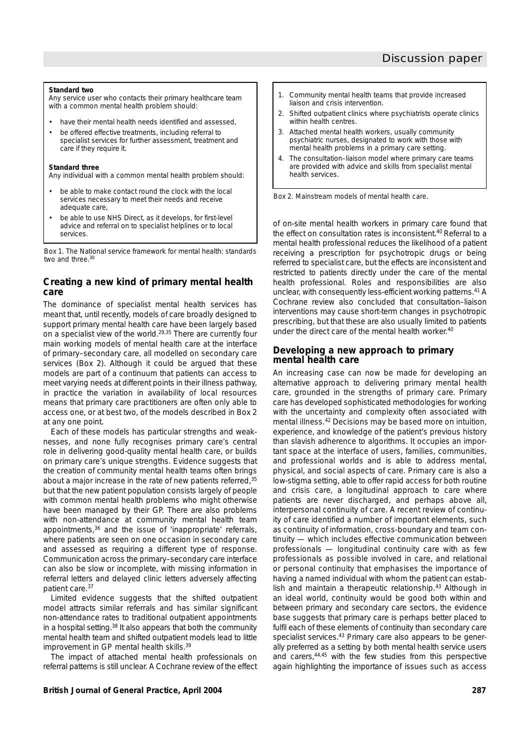**Standard two**
Any service user who contacts their primary healthcare team with a common mental health problem should:

- have their mental health needs identified and assessed,
- be offered effective treatments, including referral to specialist services for further assessment, treatment and care if they require it.

**Standard three**
Any individual with a common mental health problem should:

- be able to make contact round the clock with the local services necessary to meet their needs and receive adequate care,
- be able to use NHS Direct, as it develops, for first-level advice and referral on to specialist helplines or to local services.

Box 1. The National service framework for mental health: standards two and three.[30]

## Creating a new kind of primary mental health care

The dominance of specialist mental health services has meant that, until recently, models of care broadly designed to support primary mental health care have been largely based on a specialist view of the world.[29,35] There are currently four main working models of mental health care at the interface of primary–secondary care, all modelled on secondary care services (Box 2). Although it could be argued that these models are part of a continuum that patients can access to meet varying needs at different points in their illness pathway, in practice the variation in availability of local resources means that primary care practitioners are often only able to access one, or at best two, of the models described in Box 2 at any one point.

Each of these models has particular strengths and weaknesses, and none fully recognises primary care's central role in delivering good-quality mental health care, or builds on primary care's unique strengths. Evidence suggests that the creation of community mental health teams often brings about a major increase in the rate of new patients referred,[35] but that the new patient population consists largely of people with common mental health problems who might otherwise have been managed by their GP. There are also problems with non-attendance at community mental health team appointments,[36] and the issue of 'inappropriate' referrals, where patients are seen on one occasion in secondary care and assessed as requiring a different type of response. Communication across the primary–secondary care interface can also be slow or incomplete, with missing information in referral letters and delayed clinic letters adversely affecting patient care.[37]

Limited evidence suggests that the shifted outpatient model attracts similar referrals and has similar significant non-attendance rates to traditional outpatient appointments in a hospital setting.[38] It also appears that both the community mental health team and shifted outpatient models lead to little improvement in GP mental health skills.[39]

The impact of attached mental health professionals on referral patterns is still unclear. A Cochrane review of the effect of on-site mental health workers in primary care found that the effect on consultation rates is inconsistent.[40] Referral to a mental health professional reduces the likelihood of a patient receiving a prescription for psychotropic drugs or being referred to specialist care, but the effects are inconsistent and restricted to patients directly under the care of the mental health professional. Roles and responsibilities are also unclear, with consequently less-efficient working patterns.[41] A Cochrane review also concluded that consultation–liaison interventions may cause short-term changes in psychotropic prescribing, but that these are also usually limited to patients under the direct care of the mental health worker.[40]

1. Community mental health teams that provide increased liaison and crisis intervention.
2. Shifted outpatient clinics where psychiatrists operate clinics within health centres.
3. Attached mental health workers, usually community psychiatric nurses, designated to work with those with mental health problems in a primary care setting.
4. The consultation–liaison model where primary care teams are provided with advice and skills from specialist mental health services.

Box 2. Mainstream models of mental health care.

## Developing a new approach to primary mental health care

An increasing case can now be made for developing an alternative approach to delivering primary mental health care, grounded in the strengths of primary care. Primary care has developed sophisticated methodologies for working with the uncertainty and complexity often associated with mental illness.[42] Decisions may be based more on intuition, experience, and knowledge of the patient's previous history than slavish adherence to algorithms. It occupies an important space at the interface of users, families, communities, and professional worlds and is able to address mental, physical, and social aspects of care. Primary care is also a low-stigma setting, able to offer rapid access for both routine and crisis care, a longitudinal approach to care where patients are never discharged, and perhaps above all, interpersonal continuity of care. A recent review of continuity of care identified a number of important elements, such as continuity of information, cross-boundary and team continuity — which includes effective communication between professionals — longitudinal continuity care with as few professionals as possible involved in care, and relational or personal continuity that emphasises the importance of having a named individual with whom the patient can establish and maintain a therapeutic relationship.[43] Although in an ideal world, continuity would be good both within and between primary and secondary care sectors, the evidence base suggests that primary care is perhaps better placed to fulfil each of these elements of continuity than secondary care specialist services.[43] Primary care also appears to be generally preferred as a setting by both mental health service users and carers,[44,45] with the few studies from this perspective again highlighting the importance of issues such as access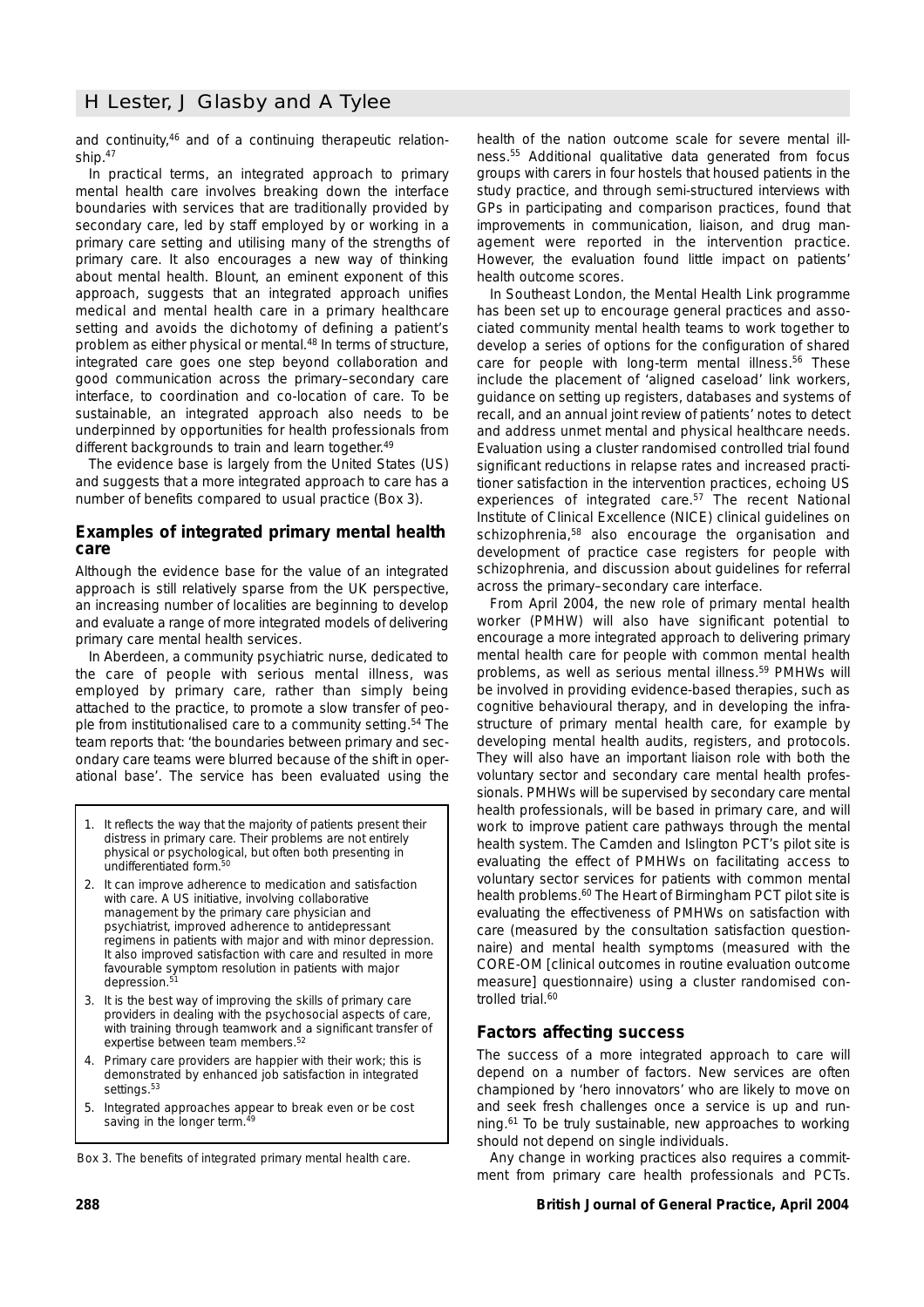and continuity,[46] and of a continuing therapeutic relationship.[47]

In practical terms, an integrated approach to primary mental health care involves breaking down the interface boundaries with services that are traditionally provided by secondary care, led by staff employed by or working in a primary care setting and utilising many of the strengths of primary care. It also encourages a new way of thinking about mental health. Blount, an eminent exponent of this approach, suggests that an integrated approach unifies medical and mental health care in a primary healthcare setting and avoids the dichotomy of defining a patient's problem as either physical or mental.[48] In terms of structure, integrated care goes one step beyond collaboration and good communication across the primary–secondary care interface, to coordination and co-location of care. To be sustainable, an integrated approach also needs to be underpinned by opportunities for health professionals from different backgrounds to train and learn together.[49]

The evidence base is largely from the United States (US) and suggests that a more integrated approach to care has a number of benefits compared to usual practice (Box 3).

## Examples of integrated primary mental health care

Although the evidence base for the value of an integrated approach is still relatively sparse from the UK perspective, an increasing number of localities are beginning to develop and evaluate a range of more integrated models of delivering primary care mental health services.

In Aberdeen, a community psychiatric nurse, dedicated to the care of people with serious mental illness, was employed by primary care, rather than simply being attached to the practice, to promote a slow transfer of people from institutionalised care to a community setting.[54] The team reports that: 'the boundaries between primary and secondary care teams were blurred because of the shift in operational base'. The service has been evaluated using the health of the nation outcome scale for severe mental illness.[55] Additional qualitative data generated from focus groups with carers in four hostels that housed patients in the study practice, and through semi-structured interviews with GPs in participating and comparison practices, found that improvements in communication, liaison, and drug management were reported in the intervention practice. However, the evaluation found little impact on patients' health outcome scores.

In Southeast London, the Mental Health Link programme has been set up to encourage general practices and associated community mental health teams to work together to develop a series of options for the configuration of shared care for people with long-term mental illness.[56] These include the placement of 'aligned caseload' link workers, guidance on setting up registers, databases and systems of recall, and an annual joint review of patients' notes to detect and address unmet mental and physical healthcare needs. Evaluation using a cluster randomised controlled trial found significant reductions in relapse rates and increased practitioner satisfaction in the intervention practices, echoing US experiences of integrated care.[57] The recent National Institute of Clinical Excellence (NICE) clinical guidelines on schizophrenia,[58] also encourage the organisation and development of practice case registers for people with schizophrenia, and discussion about guidelines for referral across the primary–secondary care interface.

From April 2004, the new role of primary mental health worker (PMHW) will also have significant potential to encourage a more integrated approach to delivering primary mental health care for people with common mental health problems, as well as serious mental illness.[59] PMHWs will be involved in providing evidence-based therapies, such as cognitive behavioural therapy, and in developing the infrastructure of primary mental health care, for example by developing mental health audits, registers, and protocols. They will also have an important liaison role with both the voluntary sector and secondary care mental health professionals. PMHWs will be supervised by secondary care mental health professionals, will be based in primary care, and will work to improve patient care pathways through the mental health system. The Camden and Islington PCT's pilot site is evaluating the effect of PMHWs on facilitating access to voluntary sector services for patients with common mental health problems.[60] The Heart of Birmingham PCT pilot site is evaluating the effectiveness of PMHWs on satisfaction with care (measured by the consultation satisfaction questionnaire) and mental health symptoms (measured with the CORE-OM [clinical outcomes in routine evaluation outcome measure] questionnaire) using a cluster randomised controlled trial.[60]

> 1. It reflects the way that the majority of patients present their distress in primary care. Their problems are not entirely physical or psychological, but often both presenting in undifferentiated form.[50]
> 2. It can improve adherence to medication and satisfaction with care. A US initiative, involving collaborative management by the primary care physician and psychiatrist, improved adherence to antidepressant regimens in patients with major and with minor depression. It also improved satisfaction with care and resulted in more favourable symptom resolution in patients with major depression.[51]
> 3. It is the best way of improving the skills of primary care providers in dealing with the psychosocial aspects of care, with training through teamwork and a significant transfer of expertise between team members.[52]
> 4. Primary care providers are happier with their work; this is demonstrated by enhanced job satisfaction in integrated settings.[53]
> 5. Integrated approaches appear to break even or be cost saving in the longer term.[49]

Box 3. The benefits of integrated primary mental health care.

## Factors affecting success

The success of a more integrated approach to care will depend on a number of factors. New services are often championed by 'hero innovators' who are likely to move on and seek fresh challenges once a service is up and running.[61] To be truly sustainable, new approaches to working should not depend on single individuals.

Any change in working practices also requires a commitment from primary care health professionals and PCTs.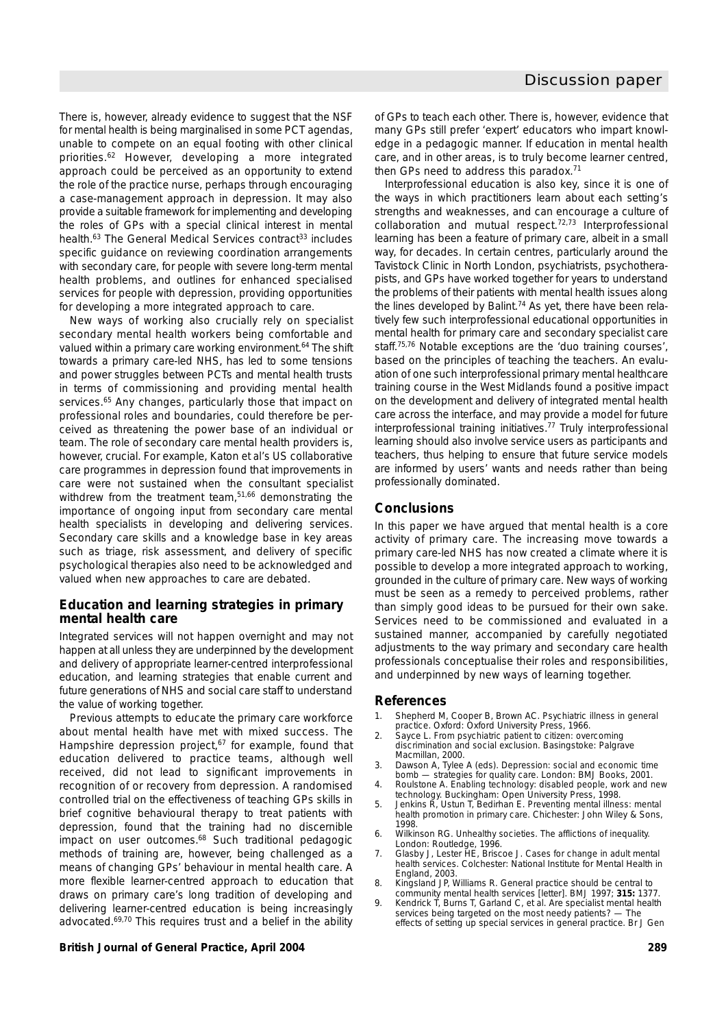There is, however, already evidence to suggest that the NSF for mental health is being marginalised in some PCT agendas, unable to compete on an equal footing with other clinical priorities.[62] However, developing a more integrated approach could be perceived as an opportunity to extend the role of the practice nurse, perhaps through encouraging a case-management approach in depression. It may also provide a suitable framework for implementing and developing the roles of GPs with a special clinical interest in mental health.[63] The General Medical Services contract[33] includes specific guidance on reviewing coordination arrangements with secondary care, for people with severe long-term mental health problems, and outlines for enhanced specialised services for people with depression, providing opportunities for developing a more integrated approach to care.

New ways of working also crucially rely on specialist secondary mental health workers being comfortable and valued within a primary care working environment.[64] The shift towards a primary care-led NHS, has led to some tensions and power struggles between PCTs and mental health trusts in terms of commissioning and providing mental health services.[65] Any changes, particularly those that impact on professional roles and boundaries, could therefore be perceived as threatening the power base of an individual or team. The role of secondary care mental health providers is, however, crucial. For example, Katon et al's US collaborative care programmes in depression found that improvements in care were not sustained when the consultant specialist withdrew from the treatment team,[51,66] demonstrating the importance of ongoing input from secondary care mental health specialists in developing and delivering services. Secondary care skills and a knowledge base in key areas such as triage, risk assessment, and delivery of specific psychological therapies also need to be acknowledged and valued when new approaches to care are debated.

## Education and learning strategies in primary mental health care

Integrated services will not happen overnight and may not happen at all unless they are underpinned by the development and delivery of appropriate learner-centred interprofessional education, and learning strategies that enable current and future generations of NHS and social care staff to understand the value of working together.

Previous attempts to educate the primary care workforce about mental health have met with mixed success. The Hampshire depression project,[67] for example, found that education delivered to practice teams, although well received, did not lead to significant improvements in recognition of or recovery from depression. A randomised controlled trial on the effectiveness of teaching GPs skills in brief cognitive behavioural therapy to treat patients with depression, found that the training had no discernible impact on user outcomes.[68] Such traditional pedagogic methods of training are, however, being challenged as a means of changing GPs' behaviour in mental health care. A more flexible learner-centred approach to education that draws on primary care's long tradition of developing and delivering learner-centred education is being increasingly advocated.[69,70] This requires trust and a belief in the ability of GPs to teach each other. There is, however, evidence that many GPs still prefer 'expert' educators who impart knowledge in a pedagogic manner. If education in mental health care, and in other areas, is to truly become learner centred, then GPs need to address this paradox.[71]

Interprofessional education is also key, since it is one of the ways in which practitioners learn about each setting's strengths and weaknesses, and can encourage a culture of collaboration and mutual respect.[72,73] Interprofessional learning has been a feature of primary care, albeit in a small way, for decades. In certain centres, particularly around the Tavistock Clinic in North London, psychiatrists, psychotherapists, and GPs have worked together for years to understand the problems of their patients with mental health issues along the lines developed by Balint.[74] As yet, there have been relatively few such interprofessional educational opportunities in mental health for primary care and secondary specialist care staff.[75,76] Notable exceptions are the 'duo training courses', based on the principles of teaching the teachers. An evaluation of one such interprofessional primary mental healthcare training course in the West Midlands found a positive impact on the development and delivery of integrated mental health care across the interface, and may provide a model for future interprofessional training initiatives.[77] Truly interprofessional learning should also involve service users as participants and teachers, thus helping to ensure that future service models are informed by users' wants and needs rather than being professionally dominated.

## Conclusions

In this paper we have argued that mental health is a core activity of primary care. The increasing move towards a primary care-led NHS has now created a climate where it is possible to develop a more integrated approach to working, grounded in the culture of primary care. New ways of working must be seen as a remedy to perceived problems, rather than simply good ideas to be pursued for their own sake. Services need to be commissioned and evaluated in a sustained manner, accompanied by carefully negotiated adjustments to the way primary and secondary care health professionals conceptualise their roles and responsibilities, and underpinned by new ways of learning together.

## References

1. Shepherd M, Cooper B, Brown AC. Psychiatric illness in general practice. Oxford: Oxford University Press, 1966.
2. Sayce L. From psychiatric patient to citizen: overcoming discrimination and social exclusion. Basingstoke: Palgrave Macmillan, 2000.
3. Dawson A, Tylee A (eds). Depression: social and economic time bomb — strategies for quality care. London: BMJ Books, 2001.
4. Roulstone A. Enabling technology: disabled people, work and new technology. Buckingham: Open University Press, 1998.
5. Jenkins R, Ustun T, Bedirhan E. Preventing mental illness: mental health promotion in primary care. Chichester: John Wiley & Sons, 1998.
6. Wilkinson RG. Unhealthy societies. The afflictions of inequality. London: Routledge, 1996.
7. Glasby J, Lester HE, Briscoe J. Cases for change in adult mental health services. Colchester: National Institute for Mental Health in England, 2003.
8. Kingsland JP, Williams R. General practice should be central to community mental health services [letter]. BMJ 1997; **315:** 1377.
9. Kendrick T, Burns T, Garland C, et al. Are specialist mental health services being targeted on the most needy patients? — The effects of setting up special services in general practice. Br J Gen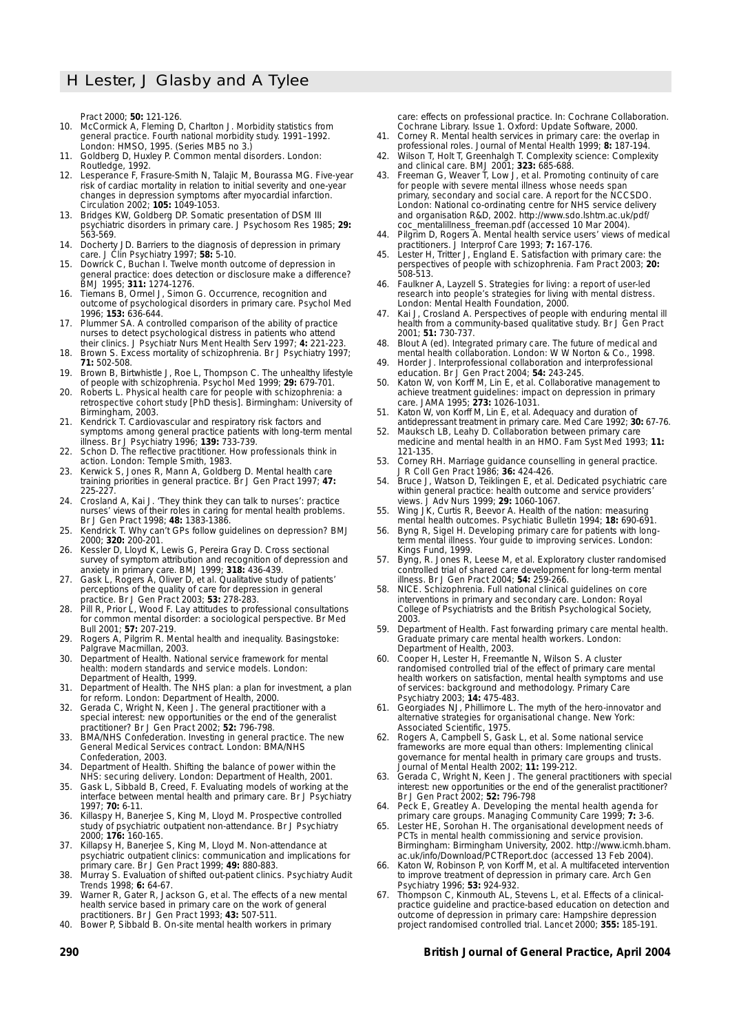Pract 2000; **50:** 121-126.

10. McCormick A, Fleming D, Charlton J. Morbidity statistics from general practice. Fourth national morbidity study. 1991–1992. London: HMSO, 1995. (Series MB5 no 3.)
11. Goldberg D, Huxley P. Common mental disorders. London: Routledge, 1992.
12. Lesperance F, Frasure-Smith N, Talajic M, Bourassa MG. Five-year risk of cardiac mortality in relation to initial severity and one-year changes in depression symptoms after myocardial infarction. Circulation 2002; **105:** 1049-1053.
13. Bridges KW, Goldberg DP. Somatic presentation of DSM III psychiatric disorders in primary care. J Psychosom Res 1985; **29:** 563-569.
14. Docherty JD. Barriers to the diagnosis of depression in primary care. J Clin Psychiatry 1997; **58:** 5-10.
15. Dowrick C, Buchan I. Twelve month outcome of depression in general practice: does detection or disclosure make a difference? BMJ 1995; **311:** 1274-1276.
16. Tiemans B, Ormel J, Simon G. Occurrence, recognition and outcome of psychological disorders in primary care. Psychol Med 1996; **153:** 636-644.
17. Plummer SA. A controlled comparison of the ability of practice nurses to detect psychological distress in patients who attend their clinics. J Psychiatr Nurs Ment Health Serv 1997; **4:** 221-223.
18. Brown S. Excess mortality of schizophrenia. Br J Psychiatry 1997; **71:** 502-508.
19. Brown B, Birtwhistle J, Roe L, Thompson C. The unhealthy lifestyle of people with schizophrenia. Psychol Med 1999; **29:** 679-701.
20. Roberts L. Physical health care for people with schizophrenia: a retrospective cohort study [PhD thesis]. Birmingham: University of Birmingham, 2003.
21. Kendrick T. Cardiovascular and respiratory risk factors and symptoms among general practice patients with long-term mental illness. Br J Psychiatry 1996; **139:** 733-739.
22. Schon D. The reflective practitioner. How professionals think in action. London: Temple Smith, 1983.
23. Kerwick S, Jones R, Mann A, Goldberg D. Mental health care training priorities in general practice. Br J Gen Pract 1997; **47:** 225-227.
24. Crosland A, Kai J. 'They think they can talk to nurses': practice nurses' views of their roles in caring for mental health problems. Br J Gen Pract 1998; **48:** 1383-1386.
25. Kendrick T. Why can't GPs follow guidelines on depression? BMJ 2000; **320:** 200-201.
26. Kessler D, Lloyd K, Lewis G, Pereira Gray D. Cross sectional survey of symptom attribution and recognition of depression and anxiety in primary care. BMJ 1999; **318:** 436-439.
27. Gask L, Rogers A, Oliver D, et al. Qualitative study of patients' perceptions of the quality of care for depression in general practice. Br J Gen Pract 2003; **53:** 278-283.
28. Pill R, Prior L, Wood F. Lay attitudes to professional consultations for common mental disorder: a sociological perspective. Br Med Bull 2001; **57:** 207-219.
29. Rogers A, Pilgrim R. Mental health and inequality. Basingstoke: Palgrave Macmillan, 2003.
30. Department of Health. National service framework for mental health: modern standards and service models. London: Department of Health, 1999.
31. Department of Health. The NHS plan: a plan for investment, a plan for reform. London: Department of Health, 2000.
32. Gerada C, Wright N, Keen J. The general practitioner with a special interest: new opportunities or the end of the generalist practitioner? Br J Gen Pract 2002; **52:** 796-798.
33. BMA/NHS Confederation. Investing in general practice. The new General Medical Services contract. London: BMA/NHS Confederation, 2003.
34. Department of Health. Shifting the balance of power within the NHS: securing delivery. London: Department of Health, 2001.
35. Gask L, Sibbald B, Creed, F. Evaluating models of working at the interface between mental health and primary care. Br J Psychiatry 1997; **70:** 6-11.
36. Killaspy H, Banerjee S, King M, Lloyd M. Prospective controlled study of psychiatric outpatient non-attendance. Br J Psychiatry 2000; **176:** 160-165.
37. Killapsy H, Banerjee S, King M, Lloyd M. Non-attendance at psychiatric outpatient clinics: communication and implications for primary care. Br J Gen Pract 1999; **49:** 880-883.
38. Murray S. Evaluation of shifted out-patient clinics. Psychiatry Audit Trends 1998; **6:** 64-67.
39. Warner R, Gater R, Jackson G, et al. The effects of a new mental health service based in primary care on the work of general practitioners. Br J Gen Pract 1993; **43:** 507-511.
40. Bower P, Sibbald B. On-site mental health workers in primary care: effects on professional practice. In: Cochrane Collaboration. Cochrane Library. Issue 1. Oxford: Update Software, 2000.
41. Corney R. Mental health services in primary care: the overlap in professional roles. Journal of Mental Health 1999; **8:** 187-194.
42. Wilson T, Holt T, Greenhalgh T. Complexity science: Complexity and clinical care. BMJ 2001; **323:** 685-688.
43. Freeman G, Weaver T, Low J, et al. Promoting continuity of care for people with severe mental illness whose needs span primary, secondary and social care. A report for the NCCSDO. London: National co-ordinating centre for NHS service delivery and organisation R&D, 2002. http://www.sdo.lshtm.ac.uk/pdf/coc_mentalillness_freeman.pdf (accessed 10 Mar 2004).
44. Pilgrim D, Rogers A. Mental health service users' views of medical practitioners. J Interprof Care 1993; **7:** 167-176.
45. Lester H, Tritter J, England E. Satisfaction with primary care: the perspectives of people with schizophrenia. Fam Pract 2003; **20:** 508-513.
46. Faulkner A, Layzell S. Strategies for living: a report of user-led research into people's strategies for living with mental distress. London: Mental Health Foundation, 2000.
47. Kai J, Crosland A. Perspectives of people with enduring mental ill health from a community-based qualitative study. Br J Gen Pract 2001; **51:** 730-737.
48. Blout A (ed). Integrated primary care. The future of medical and mental health collaboration. London: W W Norton & Co., 1998.
49. Horder J. Interprofessional collaboration and interprofessional education. Br J Gen Pract 2004; **54:** 243-245.
50. Katon W, von Korff M, Lin E, et al. Collaborative management to achieve treatment guidelines: impact on depression in primary care. JAMA 1995; **273:** 1026-1031.
51. Katon W, von Korff M, Lin E, et al. Adequacy and duration of antidepressant treatment in primary care. Med Care 1992; **30:** 67-76.
52. Mauksch LB, Leahy D. Collaboration between primary care medicine and mental health in an HMO. Fam Syst Med 1993; **11:** 121-135.
53. Corney RH. Marriage guidance counselling in general practice. J R Coll Gen Pract 1986; **36:** 424-426.
54. Bruce J, Watson D, Teiklingen E, et al. Dedicated psychiatric care within general practice: health outcome and service providers' views. J Adv Nurs 1999; **29:** 1060-1067.
55. Wing JK, Curtis R, Beevor A. Health of the nation: measuring mental health outcomes. Psychiatic Bulletin 1994; **18:** 690-691.
56. Byng R, Sigel H. Developing primary care for patients with long-term mental illness. Your guide to improving services. London: Kings Fund, 1999.
57. Byng, R. Jones R, Leese M, et al. Exploratory cluster randomised controlled trial of shared care development for long-term mental illness. Br J Gen Pract 2004; **54:** 259-266.
58. NICE. Schizophrenia. Full national clinical guidelines on core interventions in primary and secondary care. London: Royal College of Psychiatrists and the British Psychological Society, 2003.
59. Department of Health. Fast forwarding primary care mental health. Graduate primary care mental health workers. London: Department of Health, 2003.
60. Cooper H, Lester H, Freemantle N, Wilson S. A cluster randomised controlled trial of the effect of primary care mental health workers on satisfaction, mental health symptoms and use of services: background and methodology. Primary Care Psychiatry 2003; **14:** 475-483.
61. Georgiades NJ, Phillimore L. The myth of the hero-innovator and alternative strategies for organisational change. New York: Associated Scientific, 1975.
62. Rogers A, Campbell S, Gask L, et al. Some national service frameworks are more equal than others: Implementing clinical governance for mental health in primary care groups and trusts. Journal of Mental Health 2002; **11:** 199-212.
63. Gerada C, Wright N, Keen J. The general practitioners with special interest: new opportunities or the end of the generalist practitioner? Br J Gen Pract 2002; **52:** 796-798
64. Peck E, Greatley A. Developing the mental health agenda for primary care groups. Managing Community Care 1999; **7:** 3-6.
65. Lester HE, Sorohan H. The organisational development needs of PCTs in mental health commissioning and service provision. Birmingham: Birmingham University, 2002. http://www.icmh.bham.ac.uk/info/Download/PCTReport.doc (accessed 13 Feb 2004).
66. Katon W, Robinson P, von Korff M, et al. A multifaceted intervention to improve treatment of depression in primary care. Arch Gen Psychiatry 1996; **53:** 924-932.
67. Thompson C, Kinmouth AL, Stevens L, et al. Effects of a clinical-practice guideline and practice-based education on detection and outcome of depression in primary care: Hampshire depression project randomised controlled trial. Lancet 2000; **355:** 185-191.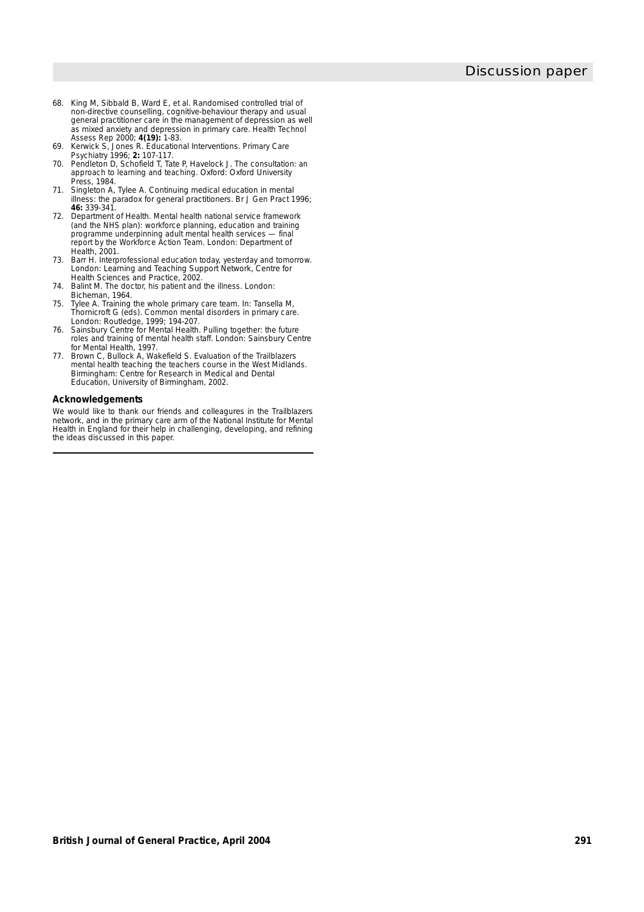68. King M, Sibbald B, Ward E, et al. Randomised controlled trial of non-directive counselling, cognitive-behaviour therapy and usual general practitioner care in the management of depression as well as mixed anxiety and depression in primary care. Health Technol Assess Rep 2000; **4(19):** 1-83.
69. Kerwick S, Jones R. Educational Interventions. Primary Care Psychiatry 1996; **2:** 107-117.
70. Pendleton D, Schofield T, Tate P, Havelock J. The consultation: an approach to learning and teaching. Oxford: Oxford University Press, 1984.
71. Singleton A, Tylee A. Continuing medical education in mental illness: the paradox for general practitioners. Br J Gen Pract 1996; **46:** 339-341.
72. Department of Health. Mental health national service framework (and the NHS plan): workforce planning, education and training programme underpinning adult mental health services — final report by the Workforce Action Team. London: Department of Health, 2001.
73. Barr H. Interprofessional education today, yesterday and tomorrow. London: Learning and Teaching Support Network, Centre for Health Sciences and Practice, 2002.
74. Balint M. The doctor, his patient and the illness. London: Bicheman, 1964.
75. Tylee A. Training the whole primary care team. In: Tansella M, Thornicroft G (eds). Common mental disorders in primary care. London: Routledge, 1999; 194-207.
76. Sainsbury Centre for Mental Health. Pulling together: the future roles and training of mental health staff. London: Sainsbury Centre for Mental Health, 1997.
77. Brown C, Bullock A, Wakefield S. Evaluation of the Trailblazers mental health teaching the teachers course in the West Midlands. Birmingham: Centre for Research in Medical and Dental Education, University of Birmingham, 2002.

### Acknowledgements

We would like to thank our friends and colleagues in the Trailblazers network, and in the primary care arm of the National Institute for Mental Health in England for their help in challenging, developing, and refining the ideas discussed in this paper.